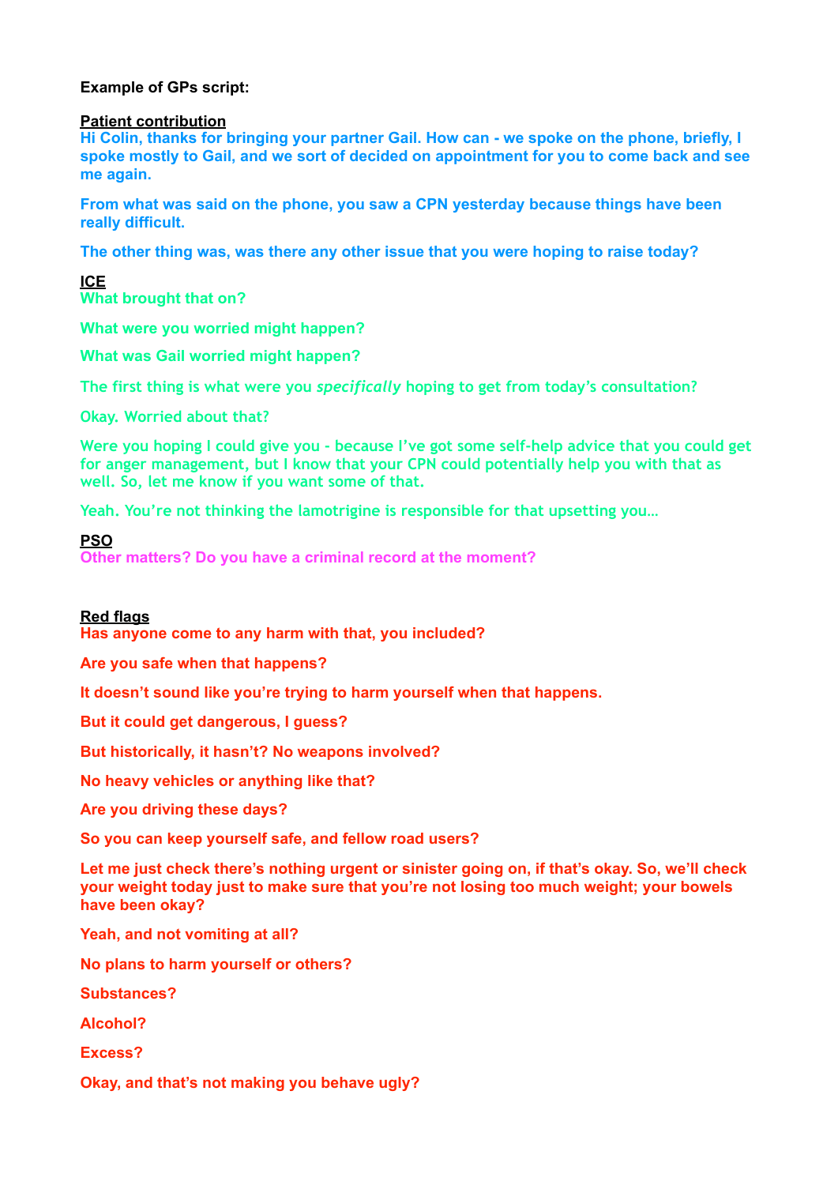**Example of GPs script:**

**Patient contribution**

**Hi Colin, thanks for bringing your partner Gail. How can - we spoke on the phone, briefly, I spoke mostly to Gail, and we sort of decided on appointment for you to come back and see me again.**

**From what was said on the phone, you saw a CPN yesterday because things have been really difficult.**

**The other thing was, was there any other issue that you were hoping to raise today?**

**ICE**

**What brought that on?**

**What were you worried might happen?**

**What was Gail worried might happen?**

**The first thing is what were you *specifically* hoping to get from today's consultation?**

**Okay. Worried about that?**

**Were you hoping I could give you - because I've got some self-help advice that you could get for anger management, but I know that your CPN could potentially help you with that as well. So, let me know if you want some of that.**

**Yeah. You're not thinking the lamotrigine is responsible for that upsetting you…**

**PSO**

**Other matters? Do you have a criminal record at the moment?**

**Red flags**

**Has anyone come to any harm with that, you included?**

**Are you safe when that happens?**

**It doesn't sound like you're trying to harm yourself when that happens.**

**But it could get dangerous, I guess?**

**But historically, it hasn't? No weapons involved?**

**No heavy vehicles or anything like that?**

**Are you driving these days?**

**So you can keep yourself safe, and fellow road users?**

**Let me just check there's nothing urgent or sinister going on, if that's okay. So, we'll check your weight today just to make sure that you're not losing too much weight; your bowels have been okay?**

**Yeah, and not vomiting at all?**

**No plans to harm yourself or others?**

**Substances?**

**Alcohol?**

**Excess?**

**Okay, and that's not making you behave ugly?**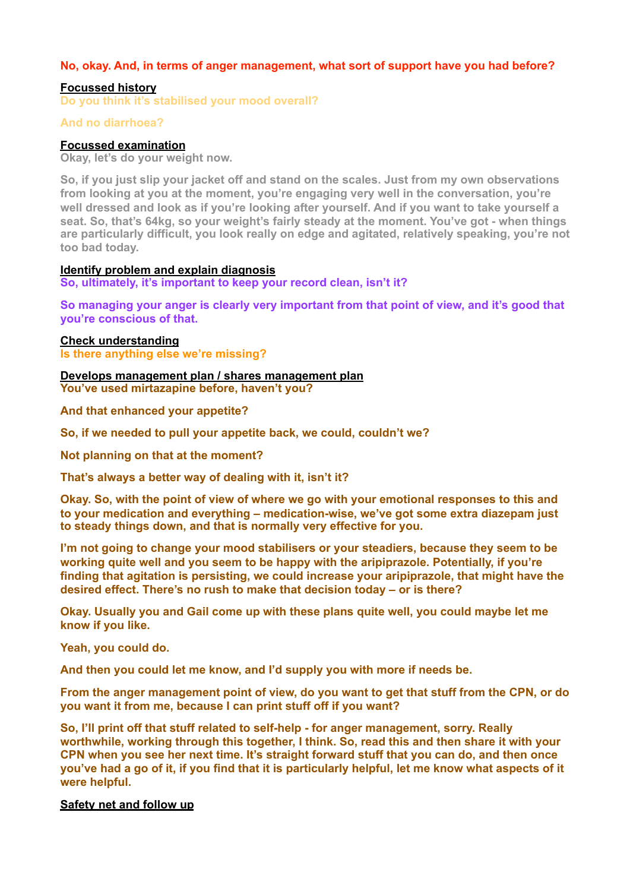**No, okay. And, in terms of anger management, what sort of support have you had before?**

**Focussed history**

**Do you think it's stabilised your mood overall?**

**And no diarrhoea?**

**Focussed examination**

**Okay, let's do your weight now.**

**So, if you just slip your jacket off and stand on the scales. Just from my own observations from looking at you at the moment, you're engaging very well in the conversation, you're well dressed and look as if you're looking after yourself. And if you want to take yourself a seat. So, that's 64kg, so your weight's fairly steady at the moment. You've got - when things are particularly difficult, you look really on edge and agitated, relatively speaking, you're not too bad today.**

**Identify problem and explain diagnosis**

**So, ultimately, it's important to keep your record clean, isn't it?**

**So managing your anger is clearly very important from that point of view, and it's good that you're conscious of that.**

**Check understanding**

**Is there anything else we're missing?**

**Develops management plan / shares management plan**

**You've used mirtazapine before, haven't you?**

**And that enhanced your appetite?**

**So, if we needed to pull your appetite back, we could, couldn't we?**

**Not planning on that at the moment?**

**That's always a better way of dealing with it, isn't it?**

**Okay. So, with the point of view of where we go with your emotional responses to this and to your medication and everything – medication-wise, we've got some extra diazepam just to steady things down, and that is normally very effective for you.**

**I'm not going to change your mood stabilisers or your steadiers, because they seem to be working quite well and you seem to be happy with the aripiprazole. Potentially, if you're finding that agitation is persisting, we could increase your aripiprazole, that might have the desired effect. There's no rush to make that decision today – or is there?**

**Okay. Usually you and Gail come up with these plans quite well, you could maybe let me know if you like.**

**Yeah, you could do.**

**And then you could let me know, and I'd supply you with more if needs be.**

**From the anger management point of view, do you want to get that stuff from the CPN, or do you want it from me, because I can print stuff off if you want?**

**So, I'll print off that stuff related to self-help - for anger management, sorry. Really worthwhile, working through this together, I think. So, read this and then share it with your CPN when you see her next time. It's straight forward stuff that you can do, and then once you've had a go of it, if you find that it is particularly helpful, let me know what aspects of it were helpful.**

**Safety net and follow up**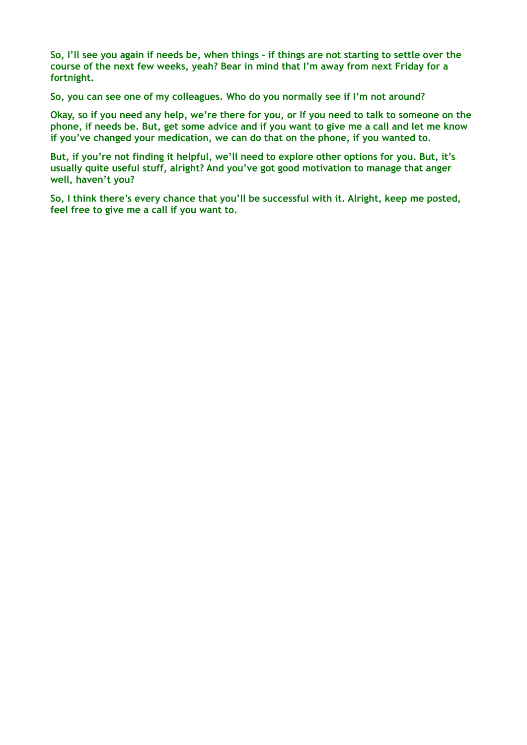**So, I'll see you again if needs be, when things - if things are not starting to settle over the course of the next few weeks, yeah? Bear in mind that I'm away from next Friday for a fortnight.**

**So, you can see one of my colleagues. Who do you normally see if I'm not around?**

**Okay, so if you need any help, we're there for you, or If you need to talk to someone on the phone, if needs be. But, get some advice and if you want to give me a call and let me know if you've changed your medication, we can do that on the phone, if you wanted to.**

**But, if you're not finding it helpful, we'll need to explore other options for you. But, it's usually quite useful stuff, alright? And you've got good motivation to manage that anger well, haven't you?**

**So, I think there's every chance that you'll be successful with it. Alright, keep me posted, feel free to give me a call if you want to.**